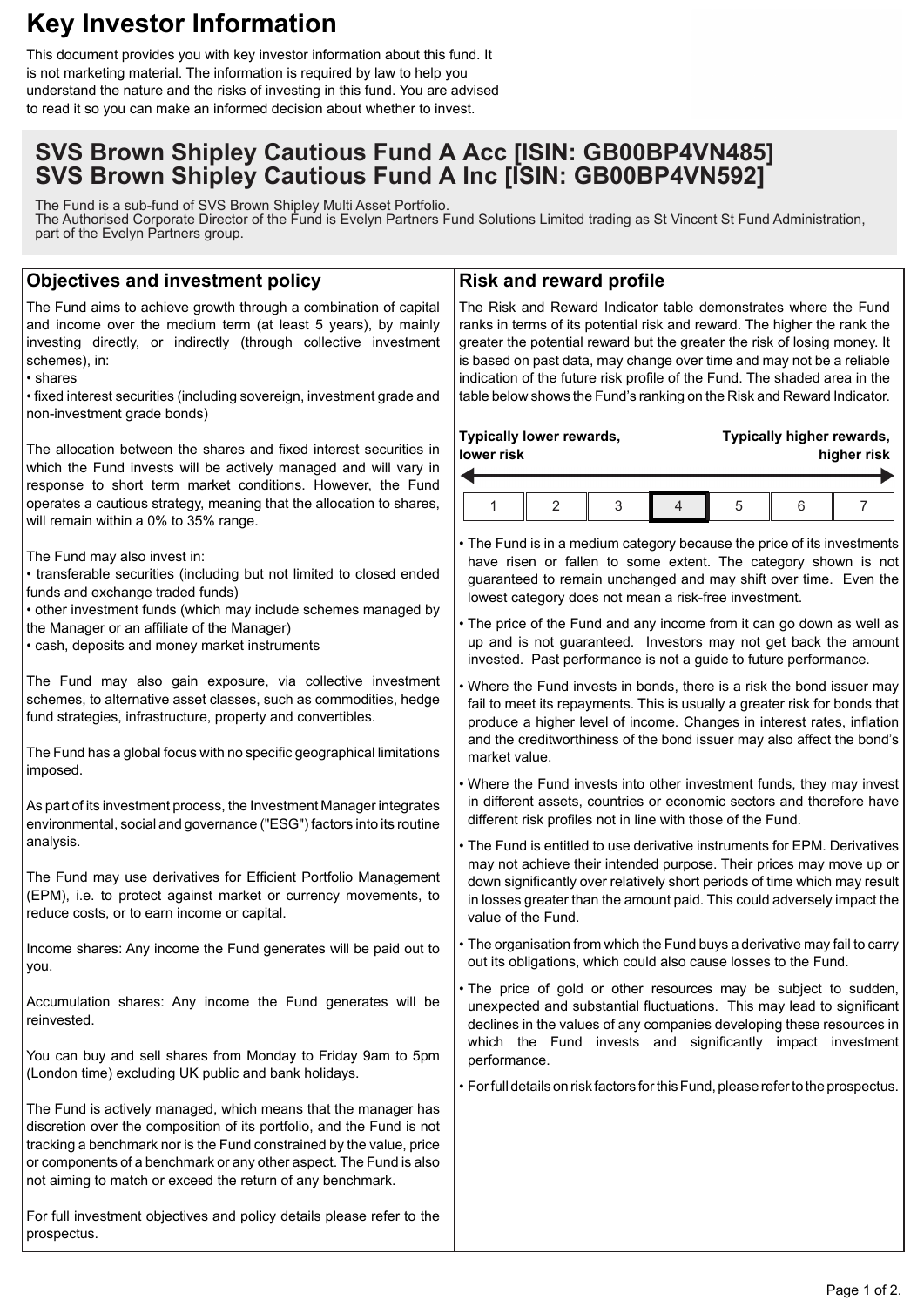# Key Investor Information

This document provides you with key investor information about this fund. It is not marketing material. The information is required by law to help you understand the nature and the risks of investing in this fund. You are advised to read it so you can make an informed decision about whether to invest.

## SVS Brown Shipley Cautious Fund A Acc [ISIN: GB00BP4VN485]
## SVS Brown Shipley Cautious Fund A Inc [ISIN: GB00BP4VN592]

The Fund is a sub-fund of SVS Brown Shipley Multi Asset Portfolio.
The Authorised Corporate Director of the Fund is Evelyn Partners Fund Solutions Limited trading as St Vincent St Fund Administration, part of the Evelyn Partners group.

### Objectives and investment policy

The Fund aims to achieve growth through a combination of capital and income over the medium term (at least 5 years), by mainly investing directly, or indirectly (through collective investment schemes), in:

- shares
- fixed interest securities (including sovereign, investment grade and non-investment grade bonds)

The allocation between the shares and fixed interest securities in which the Fund invests will be actively managed and will vary in response to short term market conditions. However, the Fund operates a cautious strategy, meaning that the allocation to shares, will remain within a 0% to 35% range.

The Fund may also invest in:

- transferable securities (including but not limited to closed ended funds and exchange traded funds)
- other investment funds (which may include schemes managed by the Manager or an affiliate of the Manager)
- cash, deposits and money market instruments

The Fund may also gain exposure, via collective investment schemes, to alternative asset classes, such as commodities, hedge fund strategies, infrastructure, property and convertibles.

The Fund has a global focus with no specific geographical limitations imposed.

As part of its investment process, the Investment Manager integrates environmental, social and governance ("ESG") factors into its routine analysis.

The Fund may use derivatives for Efficient Portfolio Management (EPM), i.e. to protect against market or currency movements, to reduce costs, or to earn income or capital.

Income shares: Any income the Fund generates will be paid out to you.

Accumulation shares: Any income the Fund generates will be reinvested.

You can buy and sell shares from Monday to Friday 9am to 5pm (London time) excluding UK public and bank holidays.

The Fund is actively managed, which means that the manager has discretion over the composition of its portfolio, and the Fund is not tracking a benchmark nor is the Fund constrained by the value, price or components of a benchmark or any other aspect. The Fund is also not aiming to match or exceed the return of any benchmark.

For full investment objectives and policy details please refer to the prospectus.

### Risk and reward profile

The Risk and Reward Indicator table demonstrates where the Fund ranks in terms of its potential risk and reward. The higher the rank the greater the potential reward but the greater the risk of losing money. It is based on past data, may change over time and may not be a reliable indication of the future risk profile of the Fund. The shaded area in the table below shows the Fund's ranking on the Risk and Reward Indicator.

**Typically lower rewards, lower risk** — **Typically higher rewards, higher risk**

| 1 | 2 | 3 | **4** | 5 | 6 | 7 |
|---|---|---|---|---|---|---|

- The Fund is in a medium category because the price of its investments have risen or fallen to some extent. The category shown is not guaranteed to remain unchanged and may shift over time. Even the lowest category does not mean a risk-free investment.
- The price of the Fund and any income from it can go down as well as up and is not guaranteed. Investors may not get back the amount invested. Past performance is not a guide to future performance.
- Where the Fund invests in bonds, there is a risk the bond issuer may fail to meet its repayments. This is usually a greater risk for bonds that produce a higher level of income. Changes in interest rates, inflation and the creditworthiness of the bond issuer may also affect the bond's market value.
- Where the Fund invests into other investment funds, they may invest in different assets, countries or economic sectors and therefore have different risk profiles not in line with those of the Fund.
- The Fund is entitled to use derivative instruments for EPM. Derivatives may not achieve their intended purpose. Their prices may move up or down significantly over relatively short periods of time which may result in losses greater than the amount paid. This could adversely impact the value of the Fund.
- The organisation from which the Fund buys a derivative may fail to carry out its obligations, which could also cause losses to the Fund.
- The price of gold or other resources may be subject to sudden, unexpected and substantial fluctuations. This may lead to significant declines in the values of any companies developing these resources in which the Fund invests and significantly impact investment performance.
- For full details on risk factors for this Fund, please refer to the prospectus.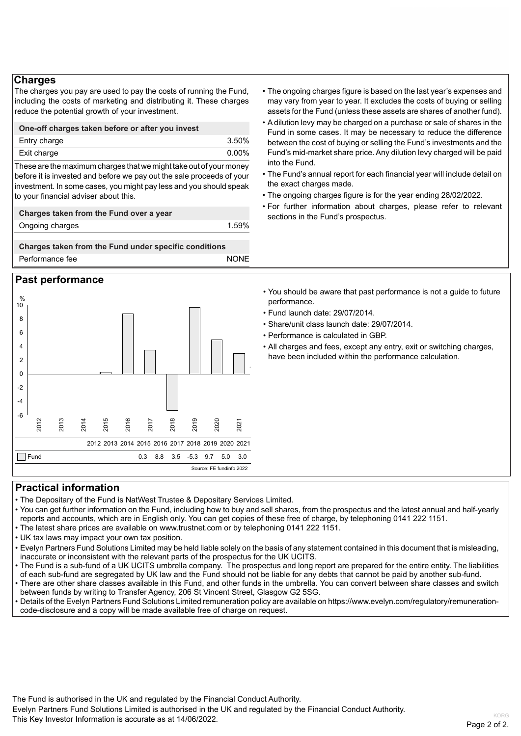## Charges

The charges you pay are used to pay the costs of running the Fund, including the costs of marketing and distributing it. These charges reduce the potential growth of your investment.

| One-off charges taken before or after you invest | |
|---|---|
| Entry charge | 3.50% |
| Exit charge | 0.00% |

These are the maximum charges that we might take out of your money before it is invested and before we pay out the sale proceeds of your investment. In some cases, you might pay less and you should speak to your financial adviser about this.

| Charges taken from the Fund over a year | |
|---|---|
| Ongoing charges | 1.59% |

| Charges taken from the Fund under specific conditions | |
|---|---|
| Performance fee | NONE |

- The ongoing charges figure is based on the last year's expenses and may vary from year to year. It excludes the costs of buying or selling assets for the Fund (unless these assets are shares of another fund).
- A dilution levy may be charged on a purchase or sale of shares in the Fund in some cases. It may be necessary to reduce the difference between the cost of buying or selling the Fund's investments and the Fund's mid-market share price. Any dilution levy charged will be paid into the Fund.
- The Fund's annual report for each financial year will include detail on the exact charges made.
- The ongoing charges figure is for the year ending 28/02/2022.
- For further information about charges, please refer to relevant sections in the Fund's prospectus.

## Past performance

%
10
8
6
4
2
0
-2
-4
-6

2012 2013 2014 2015 2016 2017 2018 2019 2020 2021

| | 2012 | 2013 | 2014 | 2015 | 2016 | 2017 | 2018 | 2019 | 2020 | 2021 |
|---|---|---|---|---|---|---|---|---|---|---|
| Fund | | | | 0.3 | 8.8 | 3.5 | -5.3 | 9.7 | 5.0 | 3.0 |

Source: FE fundinfo 2022

- You should be aware that past performance is not a guide to future performance.
- Fund launch date: 29/07/2014.
- Share/unit class launch date: 29/07/2014.
- Performance is calculated in GBP.
- All charges and fees, except any entry, exit or switching charges, have been included within the performance calculation.

## Practical information

- The Depositary of the Fund is NatWest Trustee & Depositary Services Limited.
- You can get further information on the Fund, including how to buy and sell shares, from the prospectus and the latest annual and half-yearly reports and accounts, which are in English only. You can get copies of these free of charge, by telephoning 0141 222 1151.
- The latest share prices are available on www.trustnet.com or by telephoning 0141 222 1151.
- UK tax laws may impact your own tax position.
- Evelyn Partners Fund Solutions Limited may be held liable solely on the basis of any statement contained in this document that is misleading, inaccurate or inconsistent with the relevant parts of the prospectus for the UK UCITS.
- The Fund is a sub-fund of a UK UCITS umbrella company. The prospectus and long report are prepared for the entire entity. The liabilities of each sub-fund are segregated by UK law and the Fund should not be liable for any debts that cannot be paid by another sub-fund.
- There are other share classes available in this Fund, and other funds in the umbrella. You can convert between share classes and switch between funds by writing to Transfer Agency, 206 St Vincent Street, Glasgow G2 5SG.
- Details of the Evelyn Partners Fund Solutions Limited remuneration policy are available on https://www.evelyn.com/regulatory/remuneration-code-disclosure and a copy will be made available free of charge on request.

The Fund is authorised in the UK and regulated by the Financial Conduct Authority.
Evelyn Partners Fund Solutions Limited is authorised in the UK and regulated by the Financial Conduct Authority.
This Key Investor Information is accurate as at 14/06/2022.